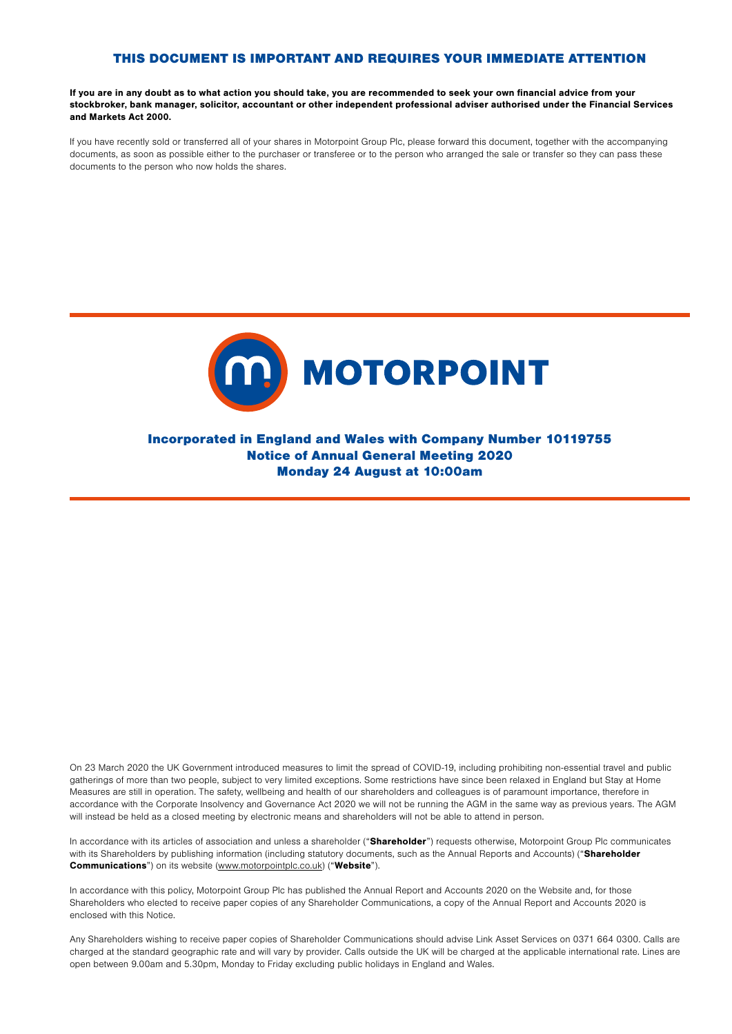# THIS DOCUMENT IS IMPORTANT AND REQUIRES YOUR IMMEDIATE ATTENTION

**If you are in any doubt as to what action you should take, you are recommended to seek your own financial advice from your stockbroker, bank manager, solicitor, accountant or other independent professional adviser authorised under the Financial Services and Markets Act 2000.**

If you have recently sold or transferred all of your shares in Motorpoint Group Plc, please forward this document, together with the accompanying documents, as soon as possible either to the purchaser or transferee or to the person who arranged the sale or transfer so they can pass these documents to the person who now holds the shares.

MOTORPOINT

## Incorporated in England and Wales with Company Number 10119755
## Notice of Annual General Meeting 2020
## Monday 24 August at 10:00am

On 23 March 2020 the UK Government introduced measures to limit the spread of COVID-19, including prohibiting non-essential travel and public gatherings of more than two people, subject to very limited exceptions. Some restrictions have since been relaxed in England but Stay at Home Measures are still in operation. The safety, wellbeing and health of our shareholders and colleagues is of paramount importance, therefore in accordance with the Corporate Insolvency and Governance Act 2020 we will not be running the AGM in the same way as previous years. The AGM will instead be held as a closed meeting by electronic means and shareholders will not be able to attend in person.

In accordance with its articles of association and unless a shareholder ("**Shareholder**") requests otherwise, Motorpoint Group Plc communicates with its Shareholders by publishing information (including statutory documents, such as the Annual Reports and Accounts) ("**Shareholder Communications**") on its website (www.motorpointplc.co.uk) ("**Website**").

In accordance with this policy, Motorpoint Group Plc has published the Annual Report and Accounts 2020 on the Website and, for those Shareholders who elected to receive paper copies of any Shareholder Communications, a copy of the Annual Report and Accounts 2020 is enclosed with this Notice.

Any Shareholders wishing to receive paper copies of Shareholder Communications should advise Link Asset Services on 0371 664 0300. Calls are charged at the standard geographic rate and will vary by provider. Calls outside the UK will be charged at the applicable international rate. Lines are open between 9.00am and 5.30pm, Monday to Friday excluding public holidays in England and Wales.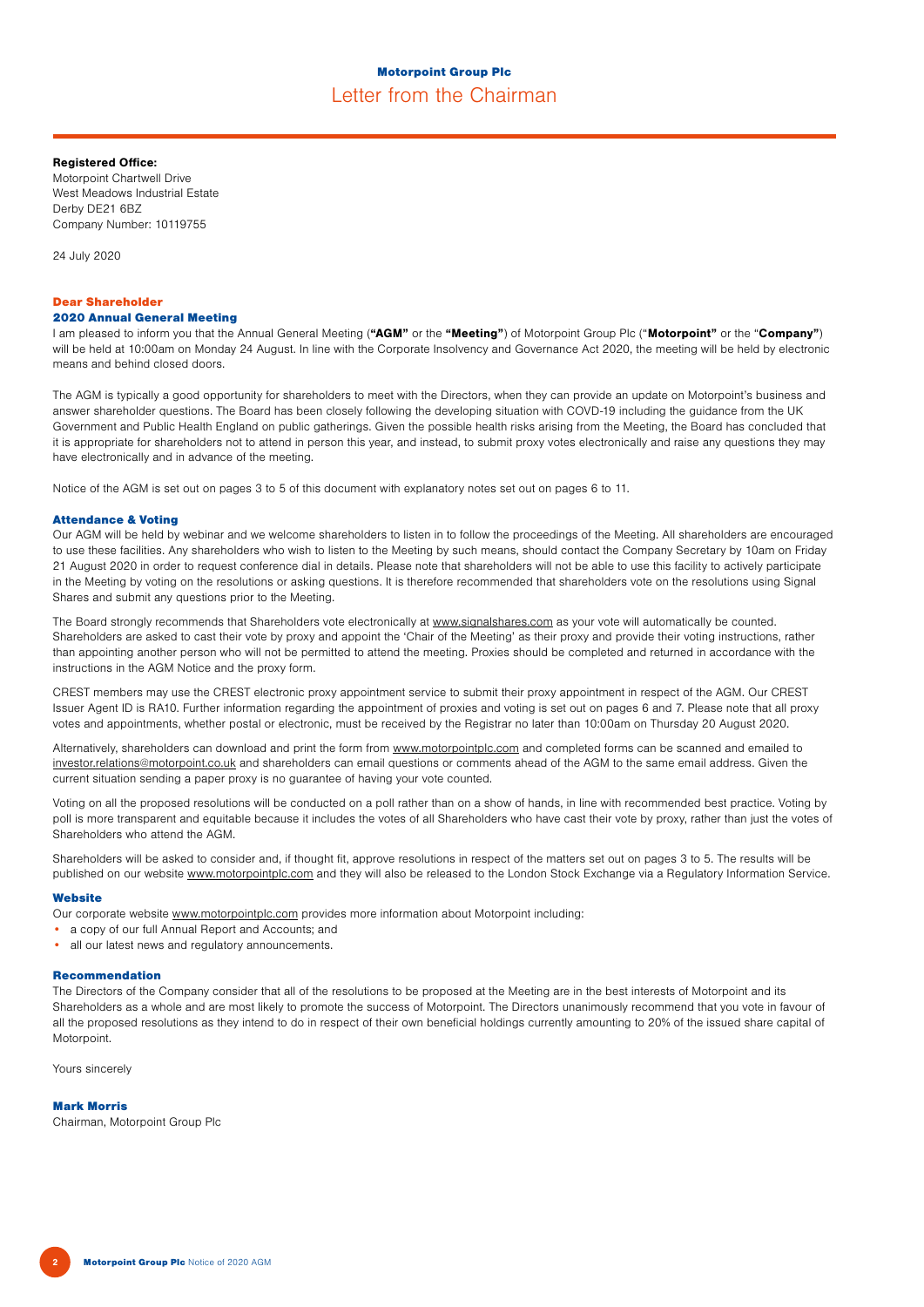**Motorpoint Group Plc**

# Letter from the Chairman

**Registered Office:**
Motorpoint Chartwell Drive
West Meadows Industrial Estate
Derby DE21 6BZ
Company Number: 10119755

24 July 2020

## Dear Shareholder

### 2020 Annual General Meeting

I am pleased to inform you that the Annual General Meeting (**"AGM"** or the **"Meeting"**) of Motorpoint Group Plc ("**Motorpoint"** or the "**Company"**) will be held at 10:00am on Monday 24 August. In line with the Corporate Insolvency and Governance Act 2020, the meeting will be held by electronic means and behind closed doors.

The AGM is typically a good opportunity for shareholders to meet with the Directors, when they can provide an update on Motorpoint's business and answer shareholder questions. The Board has been closely following the developing situation with COVID-19 including the guidance from the UK Government and Public Health England on public gatherings. Given the possible health risks arising from the Meeting, the Board has concluded that it is appropriate for shareholders not to attend in person this year, and instead, to submit proxy votes electronically and raise any questions they may have electronically and in advance of the meeting.

Notice of the AGM is set out on pages 3 to 5 of this document with explanatory notes set out on pages 6 to 11.

### Attendance & Voting

Our AGM will be held by webinar and we welcome shareholders to listen in to follow the proceedings of the Meeting. All shareholders are encouraged to use these facilities. Any shareholders who wish to listen to the Meeting by such means, should contact the Company Secretary by 10am on Friday 21 August 2020 in order to request conference dial in details. Please note that shareholders will not be able to use this facility to actively participate in the Meeting by voting on the resolutions or asking questions. It is therefore recommended that shareholders vote on the resolutions using Signal Shares and submit any questions prior to the Meeting.

The Board strongly recommends that Shareholders vote electronically at www.signalshares.com as your vote will automatically be counted. Shareholders are asked to cast their vote by proxy and appoint the 'Chair of the Meeting' as their proxy and provide their voting instructions, rather than appointing another person who will not be permitted to attend the meeting. Proxies should be completed and returned in accordance with the instructions in the AGM Notice and the proxy form.

CREST members may use the CREST electronic proxy appointment service to submit their proxy appointment in respect of the AGM. Our CREST Issuer Agent ID is RA10. Further information regarding the appointment of proxies and voting is set out on pages 6 and 7. Please note that all proxy votes and appointments, whether postal or electronic, must be received by the Registrar no later than 10:00am on Thursday 20 August 2020.

Alternatively, shareholders can download and print the form from www.motorpointplc.com and completed forms can be scanned and emailed to investor.relations@motorpoint.co.uk and shareholders can email questions or comments ahead of the AGM to the same email address. Given the current situation sending a paper proxy is no guarantee of having your vote counted.

Voting on all the proposed resolutions will be conducted on a poll rather than on a show of hands, in line with recommended best practice. Voting by poll is more transparent and equitable because it includes the votes of all Shareholders who have cast their vote by proxy, rather than just the votes of Shareholders who attend the AGM.

Shareholders will be asked to consider and, if thought fit, approve resolutions in respect of the matters set out on pages 3 to 5. The results will be published on our website www.motorpointplc.com and they will also be released to the London Stock Exchange via a Regulatory Information Service.

### Website

Our corporate website www.motorpointplc.com provides more information about Motorpoint including:

- a copy of our full Annual Report and Accounts; and
- all our latest news and regulatory announcements.

### Recommendation

The Directors of the Company consider that all of the resolutions to be proposed at the Meeting are in the best interests of Motorpoint and its Shareholders as a whole and are most likely to promote the success of Motorpoint. The Directors unanimously recommend that you vote in favour of all the proposed resolutions as they intend to do in respect of their own beneficial holdings currently amounting to 20% of the issued share capital of Motorpoint.

Yours sincerely

**Mark Morris**
Chairman, Motorpoint Group Plc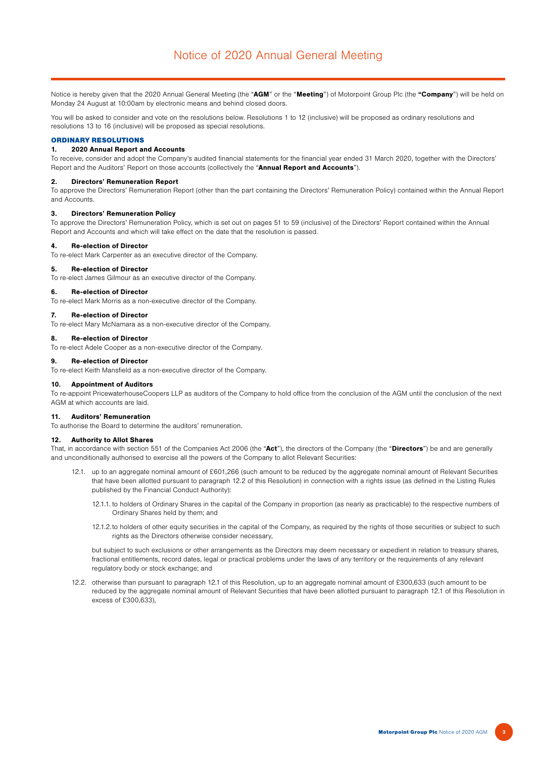# Notice of 2020 Annual General Meeting

Notice is hereby given that the 2020 Annual General Meeting (the "**AGM**" or the "**Meeting**") of Motorpoint Group Plc (the **"Company**") will be held on Monday 24 August at 10:00am by electronic means and behind closed doors.

You will be asked to consider and vote on the resolutions below. Resolutions 1 to 12 (inclusive) will be proposed as ordinary resolutions and resolutions 13 to 16 (inclusive) will be proposed as special resolutions.

## ORDINARY RESOLUTIONS

### 1. 2020 Annual Report and Accounts

To receive, consider and adopt the Company's audited financial statements for the financial year ended 31 March 2020, together with the Directors' Report and the Auditors' Report on those accounts (collectively the "**Annual Report and Accounts**").

### 2. Directors' Remuneration Report

To approve the Directors' Remuneration Report (other than the part containing the Directors' Remuneration Policy) contained within the Annual Report and Accounts.

### 3. Directors' Remuneration Policy

To approve the Directors' Remuneration Policy, which is set out on pages 51 to 59 (inclusive) of the Directors' Report contained within the Annual Report and Accounts and which will take effect on the date that the resolution is passed.

### 4. Re-election of Director

To re-elect Mark Carpenter as an executive director of the Company.

### 5. Re-election of Director

To re-elect James Gilmour as an executive director of the Company.

### 6. Re-election of Director

To re-elect Mark Morris as a non-executive director of the Company.

### 7. Re-election of Director

To re-elect Mary McNamara as a non-executive director of the Company.

### 8. Re-election of Director

To re-elect Adele Cooper as a non-executive director of the Company.

### 9. Re-election of Director

To re-elect Keith Mansfield as a non-executive director of the Company.

### 10. Appointment of Auditors

To re-appoint PricewaterhouseCoopers LLP as auditors of the Company to hold office from the conclusion of the AGM until the conclusion of the next AGM at which accounts are laid.

### 11. Auditors' Remuneration

To authorise the Board to determine the auditors' remuneration.

### 12. Authority to Allot Shares

That, in accordance with section 551 of the Companies Act 2006 (the "**Act**"), the directors of the Company (the "**Directors**") be and are generally and unconditionally authorised to exercise all the powers of the Company to allot Relevant Securities:

12.1. up to an aggregate nominal amount of £601,266 (such amount to be reduced by the aggregate nominal amount of Relevant Securities that have been allotted pursuant to paragraph 12.2 of this Resolution) in connection with a rights issue (as defined in the Listing Rules published by the Financial Conduct Authority):

12.1.1. to holders of Ordinary Shares in the capital of the Company in proportion (as nearly as practicable) to the respective numbers of Ordinary Shares held by them; and

12.1.2. to holders of other equity securities in the capital of the Company, as required by the rights of those securities or subject to such rights as the Directors otherwise consider necessary,

but subject to such exclusions or other arrangements as the Directors may deem necessary or expedient in relation to treasury shares, fractional entitlements, record dates, legal or practical problems under the laws of any territory or the requirements of any relevant regulatory body or stock exchange; and

12.2. otherwise than pursuant to paragraph 12.1 of this Resolution, up to an aggregate nominal amount of £300,633 (such amount to be reduced by the aggregate nominal amount of Relevant Securities that have been allotted pursuant to paragraph 12.1 of this Resolution in excess of £300,633),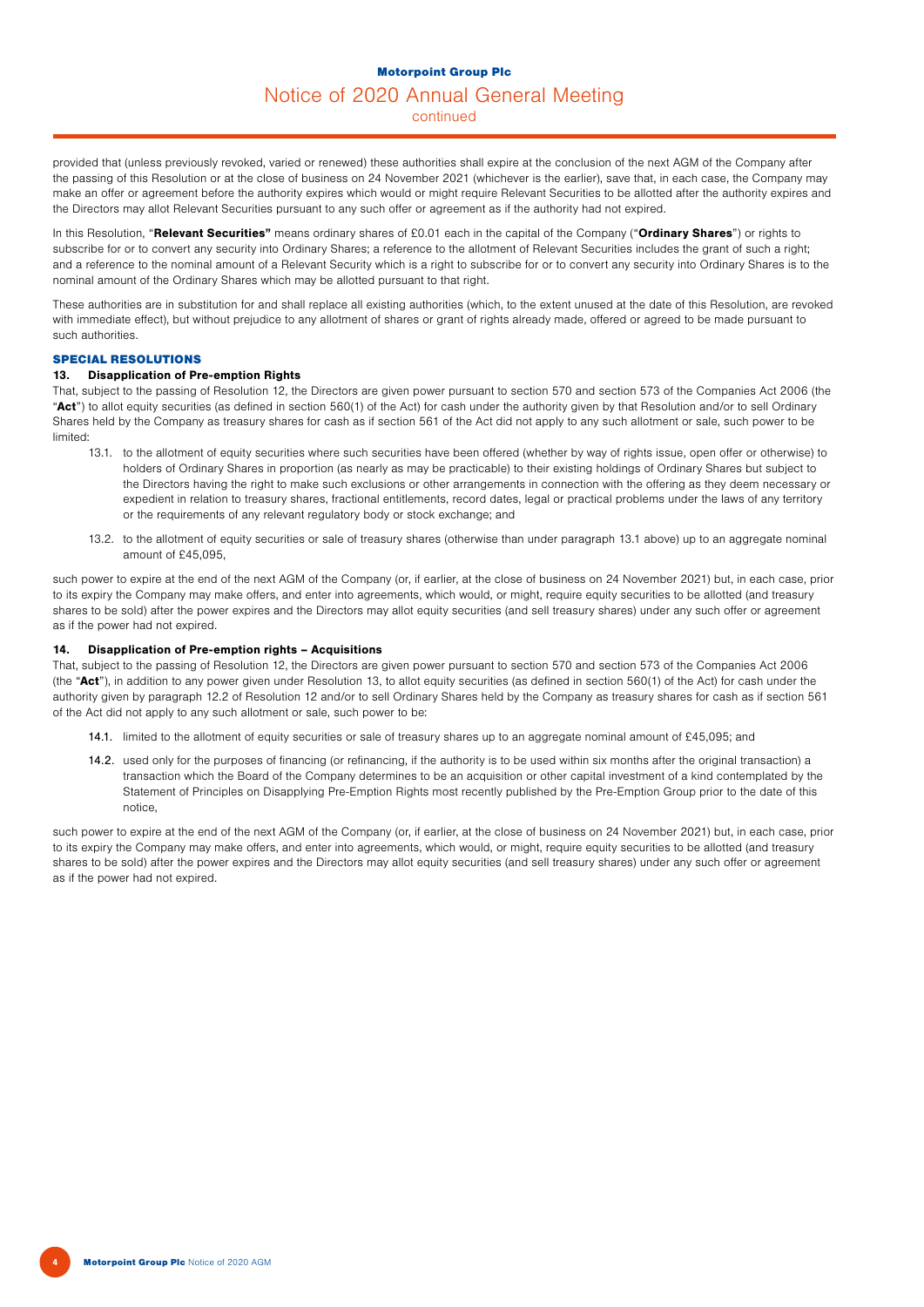provided that (unless previously revoked, varied or renewed) these authorities shall expire at the conclusion of the next AGM of the Company after the passing of this Resolution or at the close of business on 24 November 2021 (whichever is the earlier), save that, in each case, the Company may make an offer or agreement before the authority expires which would or might require Relevant Securities to be allotted after the authority expires and the Directors may allot Relevant Securities pursuant to any such offer or agreement as if the authority had not expired.

In this Resolution, "**Relevant Securities"** means ordinary shares of £0.01 each in the capital of the Company ("**Ordinary Shares**") or rights to subscribe for or to convert any security into Ordinary Shares; a reference to the allotment of Relevant Securities includes the grant of such a right; and a reference to the nominal amount of a Relevant Security which is a right to subscribe for or to convert any security into Ordinary Shares is to the nominal amount of the Ordinary Shares which may be allotted pursuant to that right.

These authorities are in substitution for and shall replace all existing authorities (which, to the extent unused at the date of this Resolution, are revoked with immediate effect), but without prejudice to any allotment of shares or grant of rights already made, offered or agreed to be made pursuant to such authorities.

## SPECIAL RESOLUTIONS

### 13. Disapplication of Pre-emption Rights

That, subject to the passing of Resolution 12, the Directors are given power pursuant to section 570 and section 573 of the Companies Act 2006 (the "**Act**") to allot equity securities (as defined in section 560(1) of the Act) for cash under the authority given by that Resolution and/or to sell Ordinary Shares held by the Company as treasury shares for cash as if section 561 of the Act did not apply to any such allotment or sale, such power to be limited:

13.1. to the allotment of equity securities where such securities have been offered (whether by way of rights issue, open offer or otherwise) to holders of Ordinary Shares in proportion (as nearly as may be practicable) to their existing holdings of Ordinary Shares but subject to the Directors having the right to make such exclusions or other arrangements in connection with the offering as they deem necessary or expedient in relation to treasury shares, fractional entitlements, record dates, legal or practical problems under the laws of any territory or the requirements of any relevant regulatory body or stock exchange; and

13.2. to the allotment of equity securities or sale of treasury shares (otherwise than under paragraph 13.1 above) up to an aggregate nominal amount of £45,095,

such power to expire at the end of the next AGM of the Company (or, if earlier, at the close of business on 24 November 2021) but, in each case, prior to its expiry the Company may make offers, and enter into agreements, which would, or might, require equity securities to be allotted (and treasury shares to be sold) after the power expires and the Directors may allot equity securities (and sell treasury shares) under any such offer or agreement as if the power had not expired.

### 14. Disapplication of Pre-emption rights – Acquisitions

That, subject to the passing of Resolution 12, the Directors are given power pursuant to section 570 and section 573 of the Companies Act 2006 (the "**Act**"), in addition to any power given under Resolution 13, to allot equity securities (as defined in section 560(1) of the Act) for cash under the authority given by paragraph 12.2 of Resolution 12 and/or to sell Ordinary Shares held by the Company as treasury shares for cash as if section 561 of the Act did not apply to any such allotment or sale, such power to be:

**14.1.** limited to the allotment of equity securities or sale of treasury shares up to an aggregate nominal amount of £45,095; and

**14.2.** used only for the purposes of financing (or refinancing, if the authority is to be used within six months after the original transaction) a transaction which the Board of the Company determines to be an acquisition or other capital investment of a kind contemplated by the Statement of Principles on Disapplying Pre-Emption Rights most recently published by the Pre-Emption Group prior to the date of this notice,

such power to expire at the end of the next AGM of the Company (or, if earlier, at the close of business on 24 November 2021) but, in each case, prior to its expiry the Company may make offers, and enter into agreements, which would, or might, require equity securities to be allotted (and treasury shares to be sold) after the power expires and the Directors may allot equity securities (and sell treasury shares) under any such offer or agreement as if the power had not expired.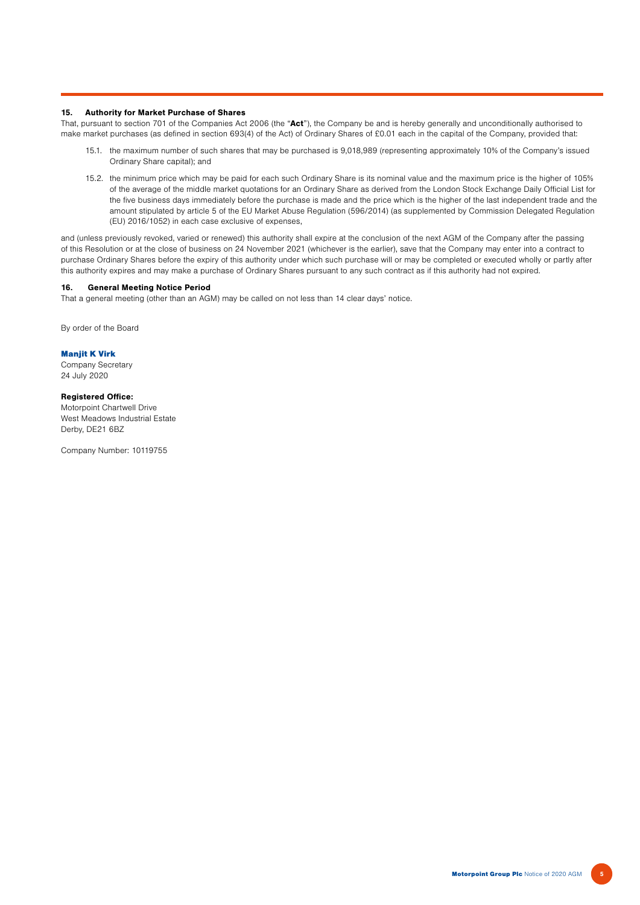### 15. Authority for Market Purchase of Shares

That, pursuant to section 701 of the Companies Act 2006 (the "**Act**"), the Company be and is hereby generally and unconditionally authorised to make market purchases (as defined in section 693(4) of the Act) of Ordinary Shares of £0.01 each in the capital of the Company, provided that:

15.1. the maximum number of such shares that may be purchased is 9,018,989 (representing approximately 10% of the Company's issued Ordinary Share capital); and

15.2. the minimum price which may be paid for each such Ordinary Share is its nominal value and the maximum price is the higher of 105% of the average of the middle market quotations for an Ordinary Share as derived from the London Stock Exchange Daily Official List for the five business days immediately before the purchase is made and the price which is the higher of the last independent trade and the amount stipulated by article 5 of the EU Market Abuse Regulation (596/2014) (as supplemented by Commission Delegated Regulation (EU) 2016/1052) in each case exclusive of expenses,

and (unless previously revoked, varied or renewed) this authority shall expire at the conclusion of the next AGM of the Company after the passing of this Resolution or at the close of business on 24 November 2021 (whichever is the earlier), save that the Company may enter into a contract to purchase Ordinary Shares before the expiry of this authority under which such purchase will or may be completed or executed wholly or partly after this authority expires and may make a purchase of Ordinary Shares pursuant to any such contract as if this authority had not expired.

### 16. General Meeting Notice Period

That a general meeting (other than an AGM) may be called on not less than 14 clear days' notice.

By order of the Board

**Manjit K Virk**
Company Secretary
24 July 2020

**Registered Office:**
Motorpoint Chartwell Drive
West Meadows Industrial Estate
Derby, DE21 6BZ

Company Number: 10119755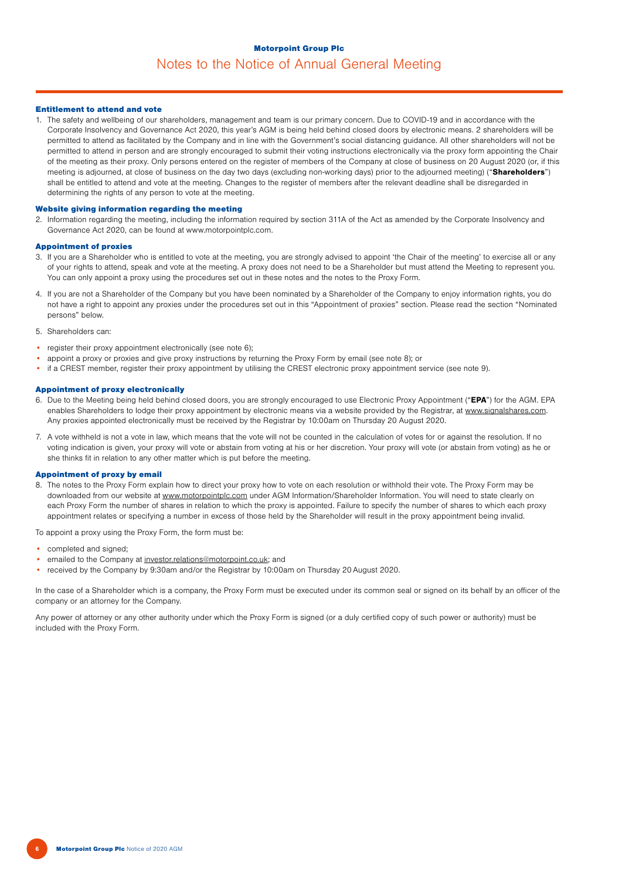## Notes to the Notice of Annual General Meeting

### Entitlement to attend and vote

1. The safety and wellbeing of our shareholders, management and team is our primary concern. Due to COVID-19 and in accordance with the Corporate Insolvency and Governance Act 2020, this year's AGM is being held behind closed doors by electronic means. 2 shareholders will be permitted to attend as facilitated by the Company and in line with the Government's social distancing guidance. All other shareholders will not be permitted to attend in person and are strongly encouraged to submit their voting instructions electronically via the proxy form appointing the Chair of the meeting as their proxy. Only persons entered on the register of members of the Company at close of business on 20 August 2020 (or, if this meeting is adjourned, at close of business on the day two days (excluding non-working days) prior to the adjourned meeting) ("**Shareholders**") shall be entitled to attend and vote at the meeting. Changes to the register of members after the relevant deadline shall be disregarded in determining the rights of any person to vote at the meeting.

### Website giving information regarding the meeting

2. Information regarding the meeting, including the information required by section 311A of the Act as amended by the Corporate Insolvency and Governance Act 2020, can be found at www.motorpointplc.com.

### Appointment of proxies

3. If you are a Shareholder who is entitled to vote at the meeting, you are strongly advised to appoint 'the Chair of the meeting' to exercise all or any of your rights to attend, speak and vote at the meeting. A proxy does not need to be a Shareholder but must attend the Meeting to represent you. You can only appoint a proxy using the procedures set out in these notes and the notes to the Proxy Form.

4. If you are not a Shareholder of the Company but you have been nominated by a Shareholder of the Company to enjoy information rights, you do not have a right to appoint any proxies under the procedures set out in this "Appointment of proxies" section. Please read the section "Nominated persons" below.

5. Shareholders can:

- register their proxy appointment electronically (see note 6);
- appoint a proxy or proxies and give proxy instructions by returning the Proxy Form by email (see note 8); or
- if a CREST member, register their proxy appointment by utilising the CREST electronic proxy appointment service (see note 9).

### Appointment of proxy electronically

6. Due to the Meeting being held behind closed doors, you are strongly encouraged to use Electronic Proxy Appointment ("**EPA**") for the AGM. EPA enables Shareholders to lodge their proxy appointment by electronic means via a website provided by the Registrar, at www.signalshares.com. Any proxies appointed electronically must be received by the Registrar by 10:00am on Thursday 20 August 2020.

7. A vote withheld is not a vote in law, which means that the vote will not be counted in the calculation of votes for or against the resolution. If no voting indication is given, your proxy will vote or abstain from voting at his or her discretion. Your proxy will vote (or abstain from voting) as he or she thinks fit in relation to any other matter which is put before the meeting.

### Appointment of proxy by email

8. The notes to the Proxy Form explain how to direct your proxy how to vote on each resolution or withhold their vote. The Proxy Form may be downloaded from our website at www.motorpointplc.com under AGM Information/Shareholder Information. You will need to state clearly on each Proxy Form the number of shares in relation to which the proxy is appointed. Failure to specify the number of shares to which each proxy appointment relates or specifying a number in excess of those held by the Shareholder will result in the proxy appointment being invalid.

To appoint a proxy using the Proxy Form, the form must be:

- completed and signed;
- emailed to the Company at investor.relations@motorpoint.co.uk; and
- received by the Company by 9:30am and/or the Registrar by 10:00am on Thursday 20 August 2020.

In the case of a Shareholder which is a company, the Proxy Form must be executed under its common seal or signed on its behalf by an officer of the company or an attorney for the Company.

Any power of attorney or any other authority under which the Proxy Form is signed (or a duly certified copy of such power or authority) must be included with the Proxy Form.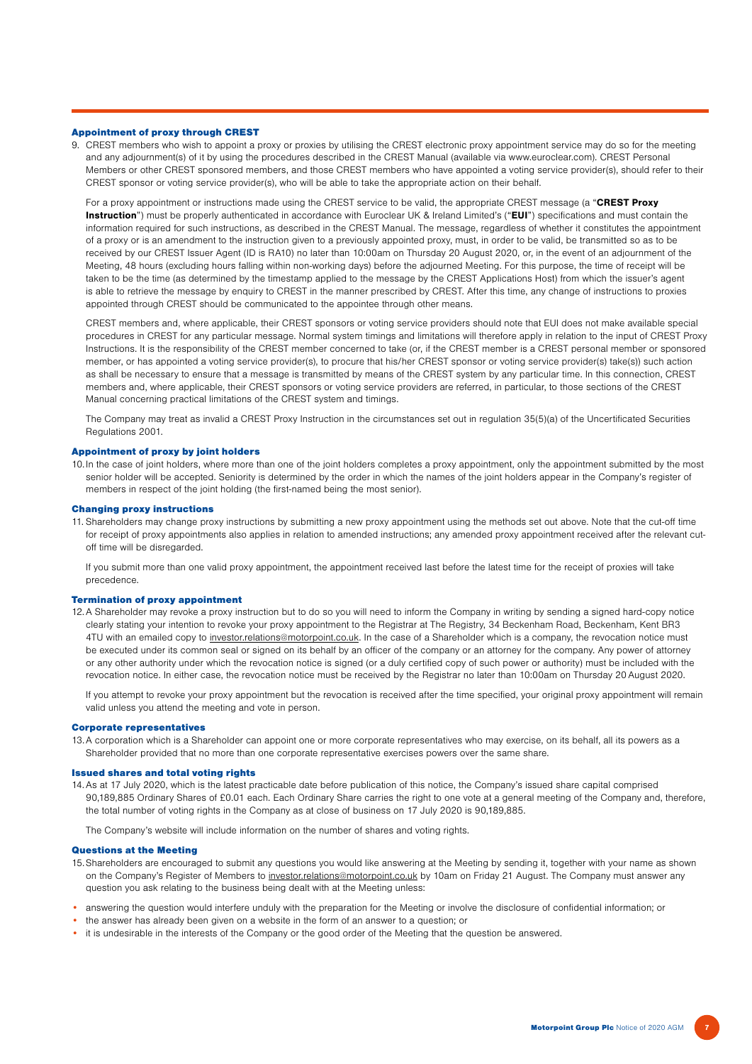### Appointment of proxy through CREST

9. CREST members who wish to appoint a proxy or proxies by utilising the CREST electronic proxy appointment service may do so for the meeting and any adjournment(s) of it by using the procedures described in the CREST Manual (available via www.euroclear.com). CREST Personal Members or other CREST sponsored members, and those CREST members who have appointed a voting service provider(s), should refer to their CREST sponsor or voting service provider(s), who will be able to take the appropriate action on their behalf.

   For a proxy appointment or instructions made using the CREST service to be valid, the appropriate CREST message (a "**CREST Proxy Instruction**") must be properly authenticated in accordance with Euroclear UK & Ireland Limited's ("**EUI**") specifications and must contain the information required for such instructions, as described in the CREST Manual. The message, regardless of whether it constitutes the appointment of a proxy or is an amendment to the instruction given to a previously appointed proxy, must, in order to be valid, be transmitted so as to be received by our CREST Issuer Agent (ID is RA10) no later than 10:00am on Thursday 20 August 2020, or, in the event of an adjournment of the Meeting, 48 hours (excluding hours falling within non-working days) before the adjourned Meeting. For this purpose, the time of receipt will be taken to be the time (as determined by the timestamp applied to the message by the CREST Applications Host) from which the issuer's agent is able to retrieve the message by enquiry to CREST in the manner prescribed by CREST. After this time, any change of instructions to proxies appointed through CREST should be communicated to the appointee through other means.

   CREST members and, where applicable, their CREST sponsors or voting service providers should note that EUI does not make available special procedures in CREST for any particular message. Normal system timings and limitations will therefore apply in relation to the input of CREST Proxy Instructions. It is the responsibility of the CREST member concerned to take (or, if the CREST member is a CREST personal member or sponsored member, or has appointed a voting service provider(s), to procure that his/her CREST sponsor or voting service provider(s) take(s)) such action as shall be necessary to ensure that a message is transmitted by means of the CREST system by any particular time. In this connection, CREST members and, where applicable, their CREST sponsors or voting service providers are referred, in particular, to those sections of the CREST Manual concerning practical limitations of the CREST system and timings.

   The Company may treat as invalid a CREST Proxy Instruction in the circumstances set out in regulation 35(5)(a) of the Uncertificated Securities Regulations 2001.

### Appointment of proxy by joint holders

10. In the case of joint holders, where more than one of the joint holders completes a proxy appointment, only the appointment submitted by the most senior holder will be accepted. Seniority is determined by the order in which the names of the joint holders appear in the Company's register of members in respect of the joint holding (the first-named being the most senior).

### Changing proxy instructions

11. Shareholders may change proxy instructions by submitting a new proxy appointment using the methods set out above. Note that the cut-off time for receipt of proxy appointments also applies in relation to amended instructions; any amended proxy appointment received after the relevant cut-off time will be disregarded.

    If you submit more than one valid proxy appointment, the appointment received last before the latest time for the receipt of proxies will take precedence.

### Termination of proxy appointment

12. A Shareholder may revoke a proxy instruction but to do so you will need to inform the Company in writing by sending a signed hard-copy notice clearly stating your intention to revoke your proxy appointment to the Registrar at The Registry, 34 Beckenham Road, Beckenham, Kent BR3 4TU with an emailed copy to investor.relations@motorpoint.co.uk. In the case of a Shareholder which is a company, the revocation notice must be executed under its common seal or signed on its behalf by an officer of the company or an attorney for the company. Any power of attorney or any other authority under which the revocation notice is signed (or a duly certified copy of such power or authority) must be included with the revocation notice. In either case, the revocation notice must be received by the Registrar no later than 10:00am on Thursday 20 August 2020.

    If you attempt to revoke your proxy appointment but the revocation is received after the time specified, your original proxy appointment will remain valid unless you attend the meeting and vote in person.

### Corporate representatives

13. A corporation which is a Shareholder can appoint one or more corporate representatives who may exercise, on its behalf, all its powers as a Shareholder provided that no more than one corporate representative exercises powers over the same share.

### Issued shares and total voting rights

14. As at 17 July 2020, which is the latest practicable date before publication of this notice, the Company's issued share capital comprised 90,189,885 Ordinary Shares of £0.01 each. Each Ordinary Share carries the right to one vote at a general meeting of the Company and, therefore, the total number of voting rights in the Company as at close of business on 17 July 2020 is 90,189,885.

    The Company's website will include information on the number of shares and voting rights.

### Questions at the Meeting

15. Shareholders are encouraged to submit any questions you would like answering at the Meeting by sending it, together with your name as shown on the Company's Register of Members to investor.relations@motorpoint.co.uk by 10am on Friday 21 August. The Company must answer any question you ask relating to the business being dealt with at the Meeting unless:

- answering the question would interfere unduly with the preparation for the Meeting or involve the disclosure of confidential information; or
- the answer has already been given on a website in the form of an answer to a question; or
- it is undesirable in the interests of the Company or the good order of the Meeting that the question be answered.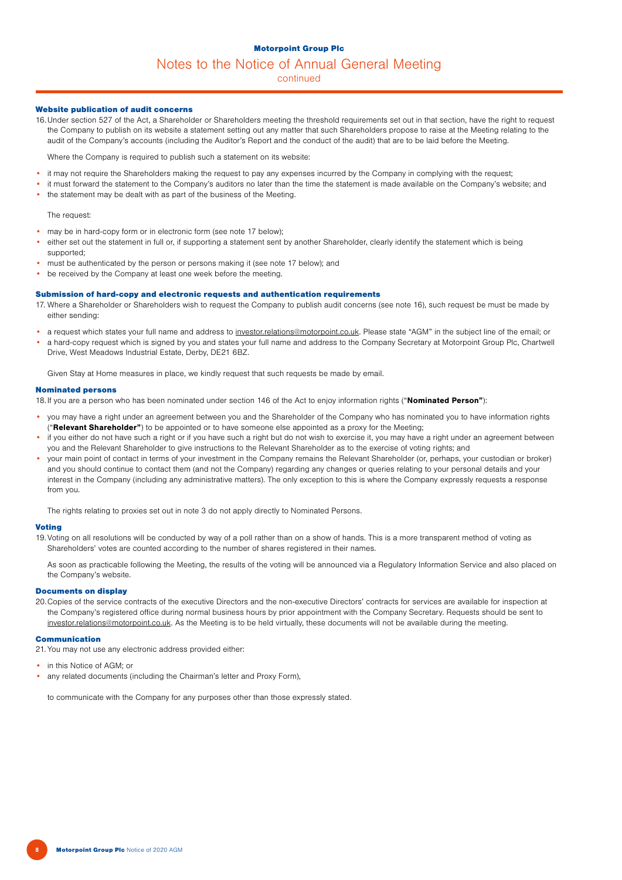# Notes to the Notice of Annual General Meeting

continued

### Website publication of audit concerns

16. Under section 527 of the Act, a Shareholder or Shareholders meeting the threshold requirements set out in that section, have the right to request the Company to publish on its website a statement setting out any matter that such Shareholders propose to raise at the Meeting relating to the audit of the Company's accounts (including the Auditor's Report and the conduct of the audit) that are to be laid before the Meeting.

    Where the Company is required to publish such a statement on its website:

- it may not require the Shareholders making the request to pay any expenses incurred by the Company in complying with the request;
- it must forward the statement to the Company's auditors no later than the time the statement is made available on the Company's website; and
- the statement may be dealt with as part of the business of the Meeting.

    The request:

- may be in hard-copy form or in electronic form (see note 17 below);
- either set out the statement in full or, if supporting a statement sent by another Shareholder, clearly identify the statement which is being supported;
- must be authenticated by the person or persons making it (see note 17 below); and
- be received by the Company at least one week before the meeting.

### Submission of hard-copy and electronic requests and authentication requirements

17. Where a Shareholder or Shareholders wish to request the Company to publish audit concerns (see note 16), such request be must be made by either sending:

- a request which states your full name and address to investor.relations@motorpoint.co.uk. Please state "AGM" in the subject line of the email; or
- a hard-copy request which is signed by you and states your full name and address to the Company Secretary at Motorpoint Group Plc, Chartwell Drive, West Meadows Industrial Estate, Derby, DE21 6BZ.

    Given Stay at Home measures in place, we kindly request that such requests be made by email.

### Nominated persons

18. If you are a person who has been nominated under section 146 of the Act to enjoy information rights ("**Nominated Person"**):

- you may have a right under an agreement between you and the Shareholder of the Company who has nominated you to have information rights ("**Relevant Shareholder"**) to be appointed or to have someone else appointed as a proxy for the Meeting;
- if you either do not have such a right or if you have such a right but do not wish to exercise it, you may have a right under an agreement between you and the Relevant Shareholder to give instructions to the Relevant Shareholder as to the exercise of voting rights; and
- your main point of contact in terms of your investment in the Company remains the Relevant Shareholder (or, perhaps, your custodian or broker) and you should continue to contact them (and not the Company) regarding any changes or queries relating to your personal details and your interest in the Company (including any administrative matters). The only exception to this is where the Company expressly requests a response from you.

    The rights relating to proxies set out in note 3 do not apply directly to Nominated Persons.

### Voting

19. Voting on all resolutions will be conducted by way of a poll rather than on a show of hands. This is a more transparent method of voting as Shareholders' votes are counted according to the number of shares registered in their names.

    As soon as practicable following the Meeting, the results of the voting will be announced via a Regulatory Information Service and also placed on the Company's website.

### Documents on display

20. Copies of the service contracts of the executive Directors and the non-executive Directors' contracts for services are available for inspection at the Company's registered office during normal business hours by prior appointment with the Company Secretary. Requests should be sent to investor.relations@motorpoint.co.uk. As the Meeting is to be held virtually, these documents will not be available during the meeting.

### Communication

21. You may not use any electronic address provided either:

- in this Notice of AGM; or
- any related documents (including the Chairman's letter and Proxy Form),

    to communicate with the Company for any purposes other than those expressly stated.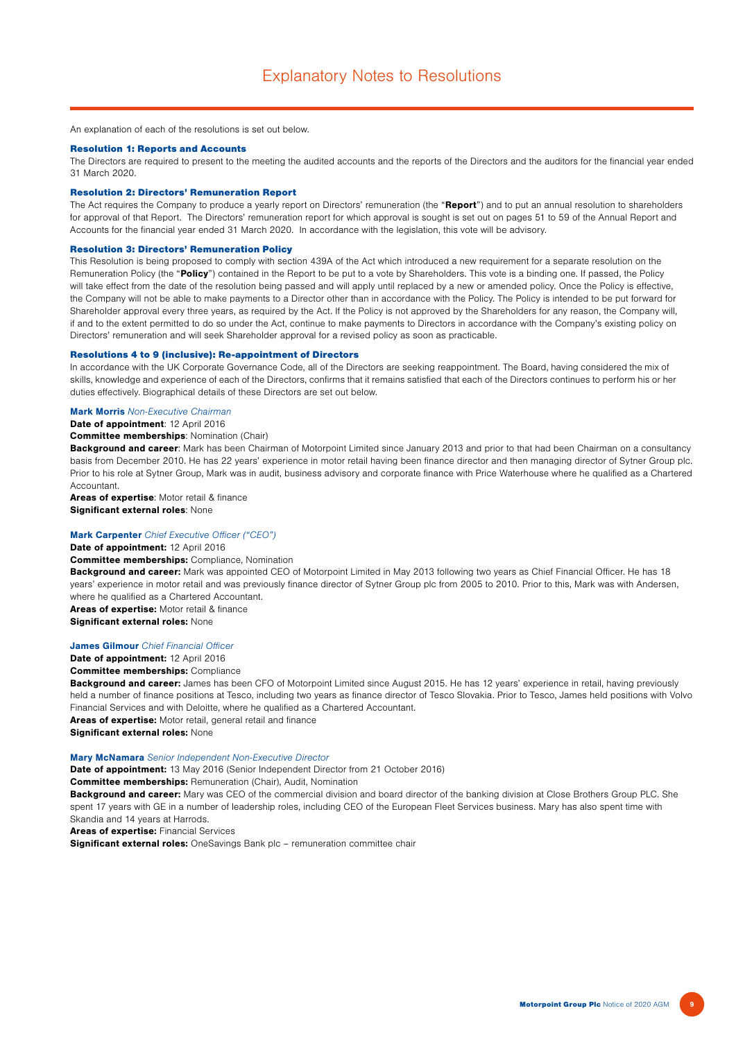# Explanatory Notes to Resolutions

An explanation of each of the resolutions is set out below.

### Resolution 1: Reports and Accounts

The Directors are required to present to the meeting the audited accounts and the reports of the Directors and the auditors for the financial year ended 31 March 2020.

### Resolution 2: Directors' Remuneration Report

The Act requires the Company to produce a yearly report on Directors' remuneration (the "**Report**") and to put an annual resolution to shareholders for approval of that Report. The Directors' remuneration report for which approval is sought is set out on pages 51 to 59 of the Annual Report and Accounts for the financial year ended 31 March 2020. In accordance with the legislation, this vote will be advisory.

### Resolution 3: Directors' Remuneration Policy

This Resolution is being proposed to comply with section 439A of the Act which introduced a new requirement for a separate resolution on the Remuneration Policy (the "**Policy**") contained in the Report to be put to a vote by Shareholders. This vote is a binding one. If passed, the Policy will take effect from the date of the resolution being passed and will apply until replaced by a new or amended policy. Once the Policy is effective, the Company will not be able to make payments to a Director other than in accordance with the Policy. The Policy is intended to be put forward for Shareholder approval every three years, as required by the Act. If the Policy is not approved by the Shareholders for any reason, the Company will, if and to the extent permitted to do so under the Act, continue to make payments to Directors in accordance with the Company's existing policy on Directors' remuneration and will seek Shareholder approval for a revised policy as soon as practicable.

### Resolutions 4 to 9 (inclusive): Re-appointment of Directors

In accordance with the UK Corporate Governance Code, all of the Directors are seeking reappointment. The Board, having considered the mix of skills, knowledge and experience of each of the Directors, confirms that it remains satisfied that each of the Directors continues to perform his or her duties effectively. Biographical details of these Directors are set out below.

**Mark Morris** *Non-Executive Chairman*

**Date of appointment**: 12 April 2016

**Committee memberships**: Nomination (Chair)

**Background and career**: Mark has been Chairman of Motorpoint Limited since January 2013 and prior to that had been Chairman on a consultancy basis from December 2010. He has 22 years' experience in motor retail having been finance director and then managing director of Sytner Group plc. Prior to his role at Sytner Group, Mark was in audit, business advisory and corporate finance with Price Waterhouse where he qualified as a Chartered Accountant.

**Areas of expertise**: Motor retail & finance

**Significant external roles**: None

**Mark Carpenter** *Chief Executive Officer ("CEO")*

**Date of appointment:** 12 April 2016

**Committee memberships:** Compliance, Nomination

**Background and career:** Mark was appointed CEO of Motorpoint Limited in May 2013 following two years as Chief Financial Officer. He has 18 years' experience in motor retail and was previously finance director of Sytner Group plc from 2005 to 2010. Prior to this, Mark was with Andersen, where he qualified as a Chartered Accountant.

**Areas of expertise:** Motor retail & finance

**Significant external roles:** None

**James Gilmour** *Chief Financial Officer*

**Date of appointment:** 12 April 2016

**Committee memberships:** Compliance

**Background and career:** James has been CFO of Motorpoint Limited since August 2015. He has 12 years' experience in retail, having previously held a number of finance positions at Tesco, including two years as finance director of Tesco Slovakia. Prior to Tesco, James held positions with Volvo Financial Services and with Deloitte, where he qualified as a Chartered Accountant.

**Areas of expertise:** Motor retail, general retail and finance

**Significant external roles:** None

**Mary McNamara** *Senior Independent Non-Executive Director*

**Date of appointment:** 13 May 2016 (Senior Independent Director from 21 October 2016)

**Committee memberships:** Remuneration (Chair), Audit, Nomination

**Background and career:** Mary was CEO of the commercial division and board director of the banking division at Close Brothers Group PLC. She spent 17 years with GE in a number of leadership roles, including CEO of the European Fleet Services business. Mary has also spent time with Skandia and 14 years at Harrods.

**Areas of expertise:** Financial Services

**Significant external roles:** OneSavings Bank plc – remuneration committee chair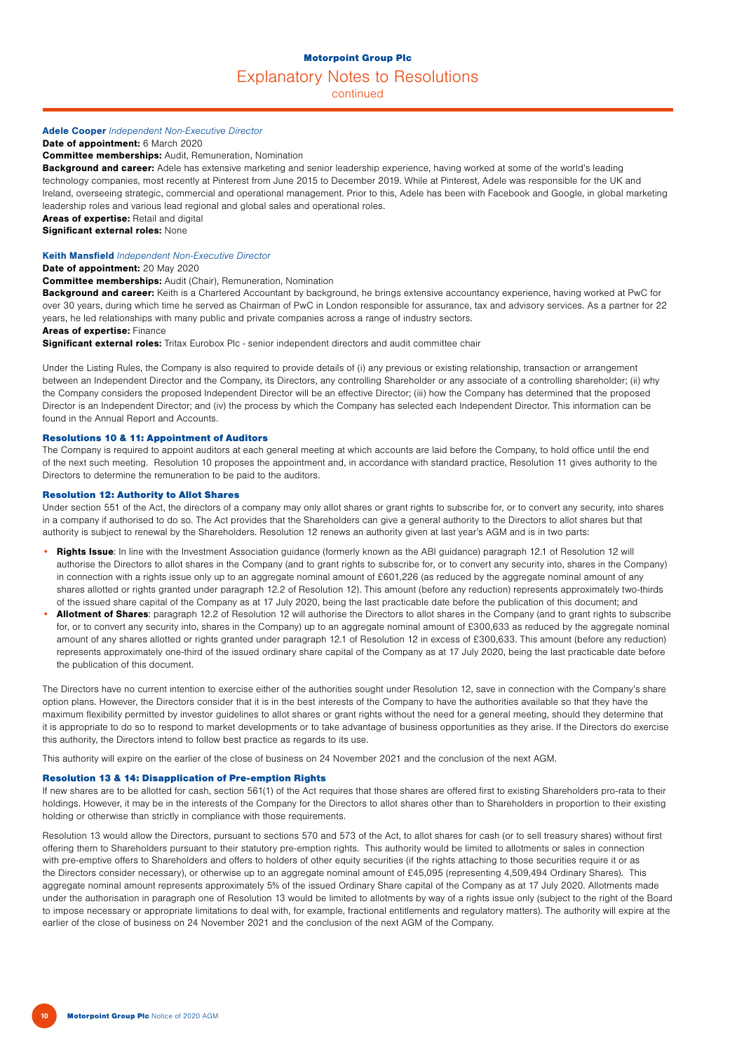## Explanatory Notes to Resolutions
continued

**Adele Cooper** *Independent Non-Executive Director*
**Date of appointment:** 6 March 2020
**Committee memberships:** Audit, Remuneration, Nomination
**Background and career:** Adele has extensive marketing and senior leadership experience, having worked at some of the world's leading technology companies, most recently at Pinterest from June 2015 to December 2019. While at Pinterest, Adele was responsible for the UK and Ireland, overseeing strategic, commercial and operational management. Prior to this, Adele has been with Facebook and Google, in global marketing leadership roles and various lead regional and global sales and operational roles.
**Areas of expertise:** Retail and digital
**Significant external roles:** None

**Keith Mansfield** *Independent Non-Executive Director*
**Date of appointment:** 20 May 2020
**Committee memberships:** Audit (Chair), Remuneration, Nomination
**Background and career:** Keith is a Chartered Accountant by background, he brings extensive accountancy experience, having worked at PwC for over 30 years, during which time he served as Chairman of PwC in London responsible for assurance, tax and advisory services. As a partner for 22 years, he led relationships with many public and private companies across a range of industry sectors.
**Areas of expertise:** Finance
**Significant external roles:** Tritax Eurobox Plc - senior independent directors and audit committee chair

Under the Listing Rules, the Company is also required to provide details of (i) any previous or existing relationship, transaction or arrangement between an Independent Director and the Company, its Directors, any controlling Shareholder or any associate of a controlling shareholder; (ii) why the Company considers the proposed Independent Director will be an effective Director; (iii) how the Company has determined that the proposed Director is an Independent Director; and (iv) the process by which the Company has selected each Independent Director. This information can be found in the Annual Report and Accounts.

### Resolutions 10 & 11: Appointment of Auditors

The Company is required to appoint auditors at each general meeting at which accounts are laid before the Company, to hold office until the end of the next such meeting. Resolution 10 proposes the appointment and, in accordance with standard practice, Resolution 11 gives authority to the Directors to determine the remuneration to be paid to the auditors.

### Resolution 12: Authority to Allot Shares

Under section 551 of the Act, the directors of a company may only allot shares or grant rights to subscribe for, or to convert any security, into shares in a company if authorised to do so. The Act provides that the Shareholders can give a general authority to the Directors to allot shares but that authority is subject to renewal by the Shareholders. Resolution 12 renews an authority given at last year's AGM and is in two parts:

- **Rights Issue**: In line with the Investment Association guidance (formerly known as the ABI guidance) paragraph 12.1 of Resolution 12 will authorise the Directors to allot shares in the Company (and to grant rights to subscribe for, or to convert any security into, shares in the Company) in connection with a rights issue only up to an aggregate nominal amount of £601,226 (as reduced by the aggregate nominal amount of any shares allotted or rights granted under paragraph 12.2 of Resolution 12). This amount (before any reduction) represents approximately two-thirds of the issued share capital of the Company as at 17 July 2020, being the last practicable date before the publication of this document; and
- **Allotment of Shares**: paragraph 12.2 of Resolution 12 will authorise the Directors to allot shares in the Company (and to grant rights to subscribe for, or to convert any security into, shares in the Company) up to an aggregate nominal amount of £300,633 as reduced by the aggregate nominal amount of any shares allotted or rights granted under paragraph 12.1 of Resolution 12 in excess of £300,633. This amount (before any reduction) represents approximately one-third of the issued ordinary share capital of the Company as at 17 July 2020, being the last practicable date before the publication of this document.

The Directors have no current intention to exercise either of the authorities sought under Resolution 12, save in connection with the Company's share option plans. However, the Directors consider that it is in the best interests of the Company to have the authorities available so that they have the maximum flexibility permitted by investor guidelines to allot shares or grant rights without the need for a general meeting, should they determine that it is appropriate to do so to respond to market developments or to take advantage of business opportunities as they arise. If the Directors do exercise this authority, the Directors intend to follow best practice as regards to its use.

This authority will expire on the earlier of the close of business on 24 November 2021 and the conclusion of the next AGM.

### Resolution 13 & 14: Disapplication of Pre-emption Rights

If new shares are to be allotted for cash, section 561(1) of the Act requires that those shares are offered first to existing Shareholders pro-rata to their holdings. However, it may be in the interests of the Company for the Directors to allot shares other than to Shareholders in proportion to their existing holding or otherwise than strictly in compliance with those requirements.

Resolution 13 would allow the Directors, pursuant to sections 570 and 573 of the Act, to allot shares for cash (or to sell treasury shares) without first offering them to Shareholders pursuant to their statutory pre-emption rights. This authority would be limited to allotments or sales in connection with pre-emptive offers to Shareholders and offers to holders of other equity securities (if the rights attaching to those securities require it or as the Directors consider necessary), or otherwise up to an aggregate nominal amount of £45,095 (representing 4,509,494 Ordinary Shares). This aggregate nominal amount represents approximately 5% of the issued Ordinary Share capital of the Company as at 17 July 2020. Allotments made under the authorisation in paragraph one of Resolution 13 would be limited to allotments by way of a rights issue only (subject to the right of the Board to impose necessary or appropriate limitations to deal with, for example, fractional entitlements and regulatory matters). The authority will expire at the earlier of the close of business on 24 November 2021 and the conclusion of the next AGM of the Company.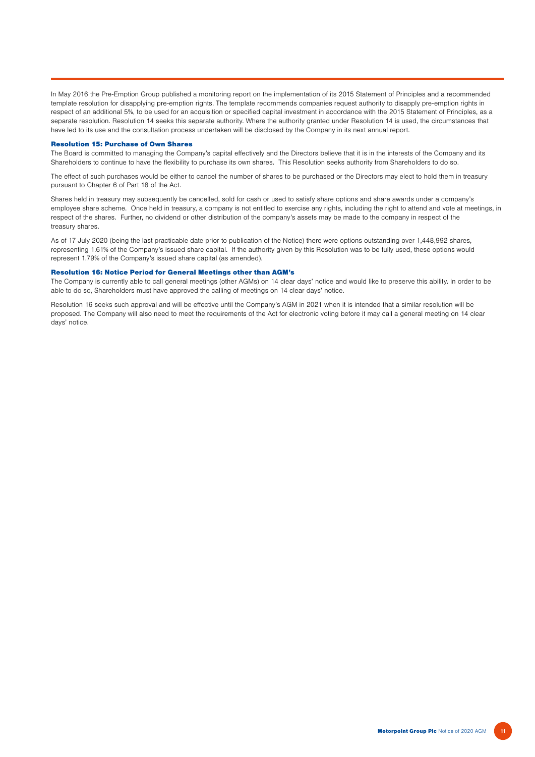In May 2016 the Pre-Emption Group published a monitoring report on the implementation of its 2015 Statement of Principles and a recommended template resolution for disapplying pre-emption rights. The template recommends companies request authority to disapply pre-emption rights in respect of an additional 5%, to be used for an acquisition or specified capital investment in accordance with the 2015 Statement of Principles, as a separate resolution. Resolution 14 seeks this separate authority. Where the authority granted under Resolution 14 is used, the circumstances that have led to its use and the consultation process undertaken will be disclosed by the Company in its next annual report.

### Resolution 15: Purchase of Own Shares

The Board is committed to managing the Company's capital effectively and the Directors believe that it is in the interests of the Company and its Shareholders to continue to have the flexibility to purchase its own shares. This Resolution seeks authority from Shareholders to do so.

The effect of such purchases would be either to cancel the number of shares to be purchased or the Directors may elect to hold them in treasury pursuant to Chapter 6 of Part 18 of the Act.

Shares held in treasury may subsequently be cancelled, sold for cash or used to satisfy share options and share awards under a company's employee share scheme. Once held in treasury, a company is not entitled to exercise any rights, including the right to attend and vote at meetings, in respect of the shares. Further, no dividend or other distribution of the company's assets may be made to the company in respect of the treasury shares.

As of 17 July 2020 (being the last practicable date prior to publication of the Notice) there were options outstanding over 1,448,992 shares, representing 1.61% of the Company's issued share capital. If the authority given by this Resolution was to be fully used, these options would represent 1.79% of the Company's issued share capital (as amended).

### Resolution 16: Notice Period for General Meetings other than AGM's

The Company is currently able to call general meetings (other AGMs) on 14 clear days' notice and would like to preserve this ability. In order to be able to do so, Shareholders must have approved the calling of meetings on 14 clear days' notice.

Resolution 16 seeks such approval and will be effective until the Company's AGM in 2021 when it is intended that a similar resolution will be proposed. The Company will also need to meet the requirements of the Act for electronic voting before it may call a general meeting on 14 clear days' notice.